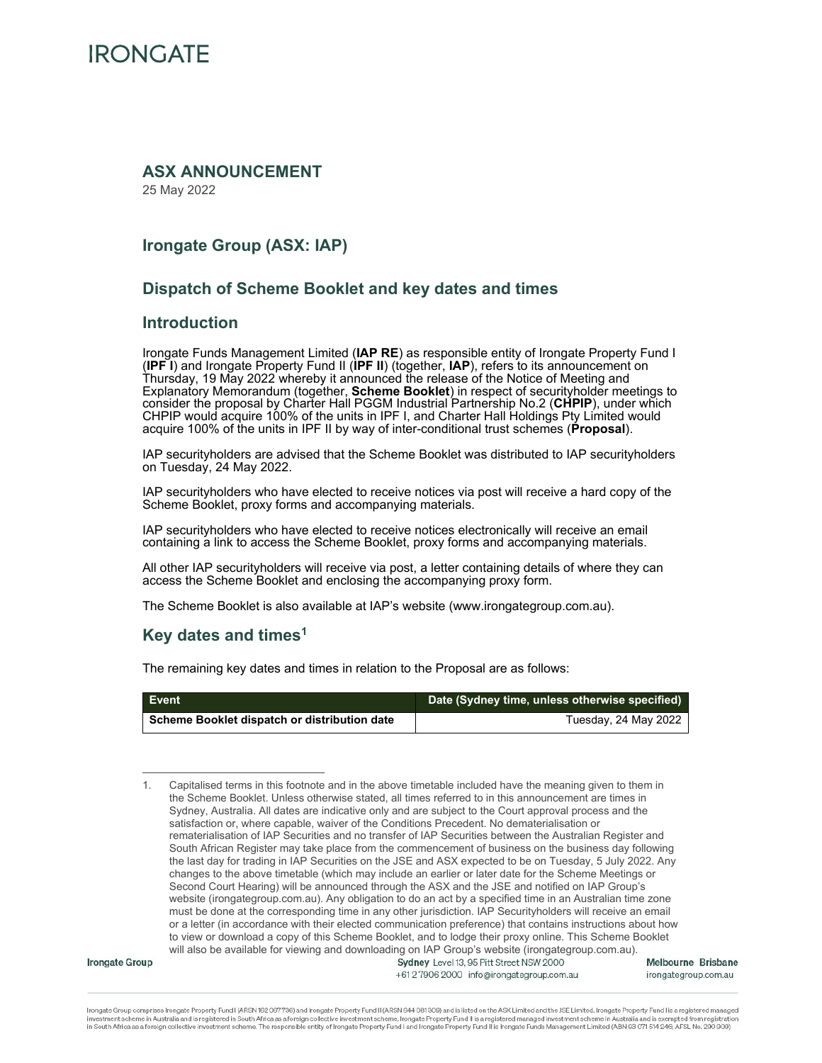# IRONGATE

## ASX ANNOUNCEMENT

25 May 2022

## Irongate Group (ASX: IAP)

## Dispatch of Scheme Booklet and key dates and times

## Introduction

Irongate Funds Management Limited (**IAP RE**) as responsible entity of Irongate Property Fund I (**IPF I**) and Irongate Property Fund II (**IPF II**) (together, **IAP**), refers to its announcement on Thursday, 19 May 2022 whereby it announced the release of the Notice of Meeting and Explanatory Memorandum (together, **Scheme Booklet**) in respect of securityholder meetings to consider the proposal by Charter Hall PGGM Industrial Partnership No.2 (**CHPIP**), under which CHPIP would acquire 100% of the units in IPF I, and Charter Hall Holdings Pty Limited would acquire 100% of the units in IPF II by way of inter-conditional trust schemes (**Proposal**).

IAP securityholders are advised that the Scheme Booklet was distributed to IAP securityholders on Tuesday, 24 May 2022.

IAP securityholders who have elected to receive notices via post will receive a hard copy of the Scheme Booklet, proxy forms and accompanying materials.

IAP securityholders who have elected to receive notices electronically will receive an email containing a link to access the Scheme Booklet, proxy forms and accompanying materials.

All other IAP securityholders will receive via post, a letter containing details of where they can access the Scheme Booklet and enclosing the accompanying proxy form.

The Scheme Booklet is also available at IAP's website (www.irongategroup.com.au).

## Key dates and times[1]

The remaining key dates and times in relation to the Proposal are as follows:

| Event | Date (Sydney time, unless otherwise specified) |
|---|---|
| **Scheme Booklet dispatch or distribution date** | Tuesday, 24 May 2022 |

1. Capitalised terms in this footnote and in the above timetable included have the meaning given to them in the Scheme Booklet. Unless otherwise stated, all times referred to in this announcement are times in Sydney, Australia. All dates are indicative only and are subject to the Court approval process and the satisfaction or, where capable, waiver of the Conditions Precedent. No dematerialisation or rematerialisation of IAP Securities and no transfer of IAP Securities between the Australian Register and South African Register may take place from the commencement of business on the business day following the last day for trading in IAP Securities on the JSE and ASX expected to be on Tuesday, 5 July 2022. Any changes to the above timetable (which may include an earlier or later date for the Scheme Meetings or Second Court Hearing) will be announced through the ASX and the JSE and notified on IAP Group's website (irongategroup.com.au). Any obligation to do an act by a specified time in an Australian time zone must be done at the corresponding time in any other jurisdiction. IAP Securityholders will receive an email or a letter (in accordance with their elected communication preference) that contains instructions about how to view or download a copy of this Scheme Booklet, and to lodge their proxy online. This Scheme Booklet will also be available for viewing and downloading on IAP Group's website (irongategroup.com.au).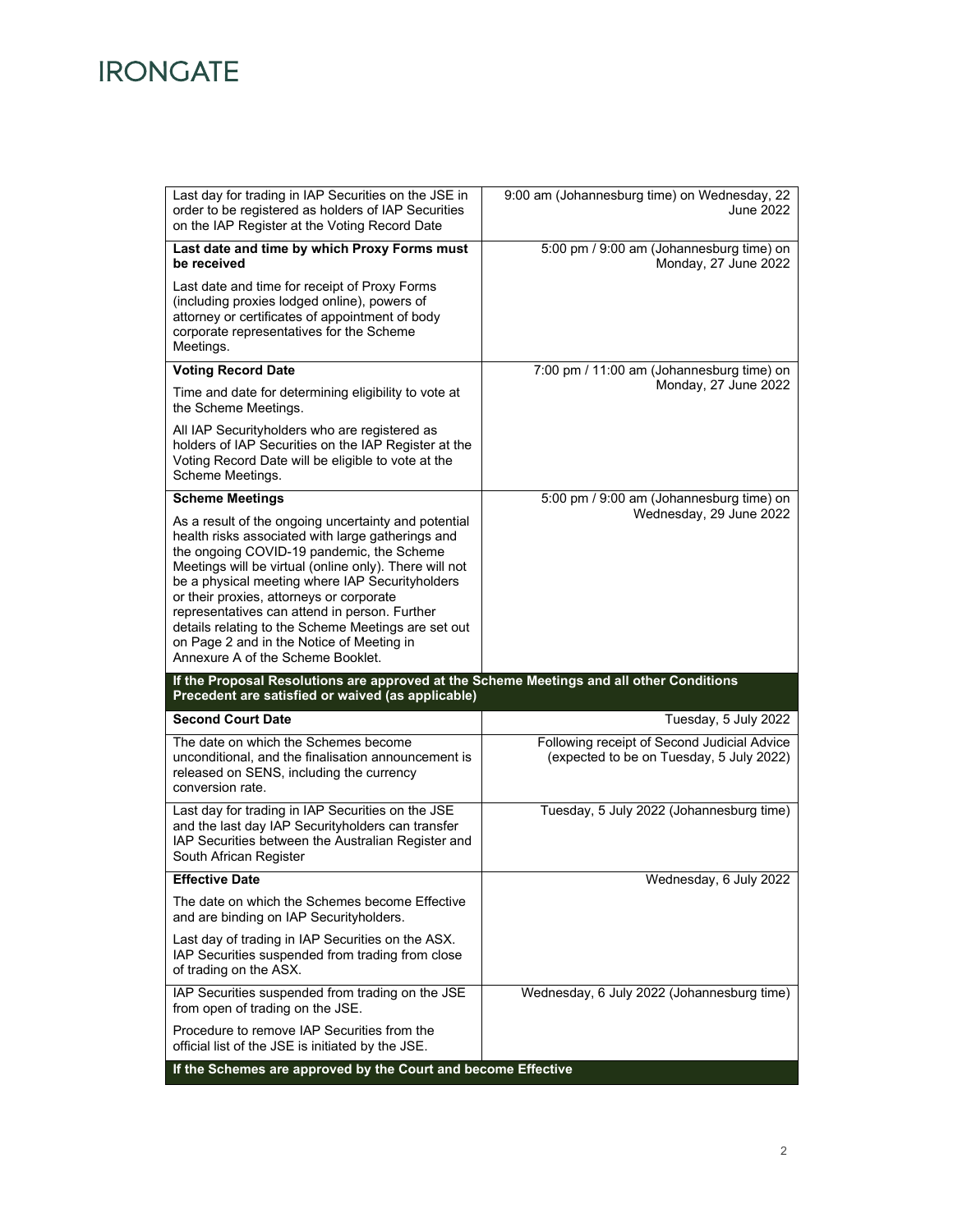| | |
|---|---|
| Last day for trading in IAP Securities on the JSE in order to be registered as holders of IAP Securities on the IAP Register at the Voting Record Date | 9:00 am (Johannesburg time) on Wednesday, 22 June 2022 |
| **Last date and time by which Proxy Forms must be received**<br><br>Last date and time for receipt of Proxy Forms (including proxies lodged online), powers of attorney or certificates of appointment of body corporate representatives for the Scheme Meetings. | 5:00 pm / 9:00 am (Johannesburg time) on Monday, 27 June 2022 |
| **Voting Record Date**<br><br>Time and date for determining eligibility to vote at the Scheme Meetings.<br><br>All IAP Securityholders who are registered as holders of IAP Securities on the IAP Register at the Voting Record Date will be eligible to vote at the Scheme Meetings. | 7:00 pm / 11:00 am (Johannesburg time) on Monday, 27 June 2022 |
| **Scheme Meetings**<br><br>As a result of the ongoing uncertainty and potential health risks associated with large gatherings and the ongoing COVID-19 pandemic, the Scheme Meetings will be virtual (online only). There will not be a physical meeting where IAP Securityholders or their proxies, attorneys or corporate representatives can attend in person. Further details relating to the Scheme Meetings are set out on Page 2 and in the Notice of Meeting in Annexure A of the Scheme Booklet. | 5:00 pm / 9:00 am (Johannesburg time) on Wednesday, 29 June 2022 |
| **If the Proposal Resolutions are approved at the Scheme Meetings and all other Conditions Precedent are satisfied or waived (as applicable)** | |
| **Second Court Date** | Tuesday, 5 July 2022 |
| The date on which the Schemes become unconditional, and the finalisation announcement is released on SENS, including the currency conversion rate. | Following receipt of Second Judicial Advice (expected to be on Tuesday, 5 July 2022) |
| Last day for trading in IAP Securities on the JSE and the last day IAP Securityholders can transfer IAP Securities between the Australian Register and South African Register | Tuesday, 5 July 2022 (Johannesburg time) |
| **Effective Date**<br><br>The date on which the Schemes become Effective and are binding on IAP Securityholders.<br><br>Last day of trading in IAP Securities on the ASX. IAP Securities suspended from trading from close of trading on the ASX. | Wednesday, 6 July 2022 |
| IAP Securities suspended from trading on the JSE from open of trading on the JSE.<br><br>Procedure to remove IAP Securities from the official list of the JSE is initiated by the JSE. | Wednesday, 6 July 2022 (Johannesburg time) |
| **If the Schemes are approved by the Court and become Effective** | |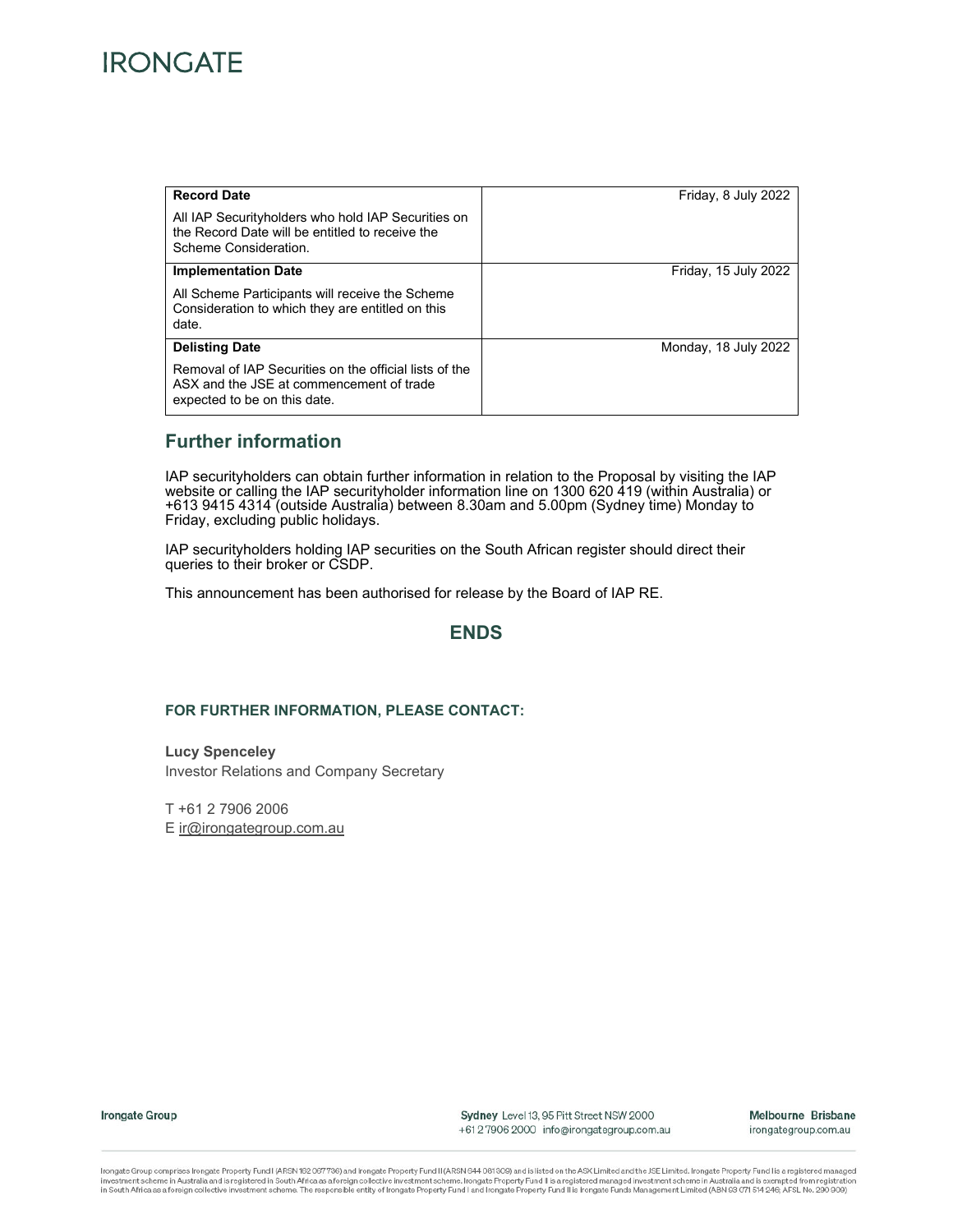| | |
|---|---|
| **Record Date**<br><br>All IAP Securityholders who hold IAP Securities on the Record Date will be entitled to receive the Scheme Consideration. | Friday, 8 July 2022 |
| **Implementation Date**<br><br>All Scheme Participants will receive the Scheme Consideration to which they are entitled on this date. | Friday, 15 July 2022 |
| **Delisting Date**<br><br>Removal of IAP Securities on the official lists of the ASX and the JSE at commencement of trade expected to be on this date. | Monday, 18 July 2022 |

## Further information

IAP securityholders can obtain further information in relation to the Proposal by visiting the IAP website or calling the IAP securityholder information line on 1300 620 419 (within Australia) or +613 9415 4314 (outside Australia) between 8.30am and 5.00pm (Sydney time) Monday to Friday, excluding public holidays.

IAP securityholders holding IAP securities on the South African register should direct their queries to their broker or CSDP.

This announcement has been authorised for release by the Board of IAP RE.

**ENDS**

**FOR FURTHER INFORMATION, PLEASE CONTACT:**

**Lucy Spenceley**
Investor Relations and Company Secretary

T +61 2 7906 2006
E ir@irongategroup.com.au